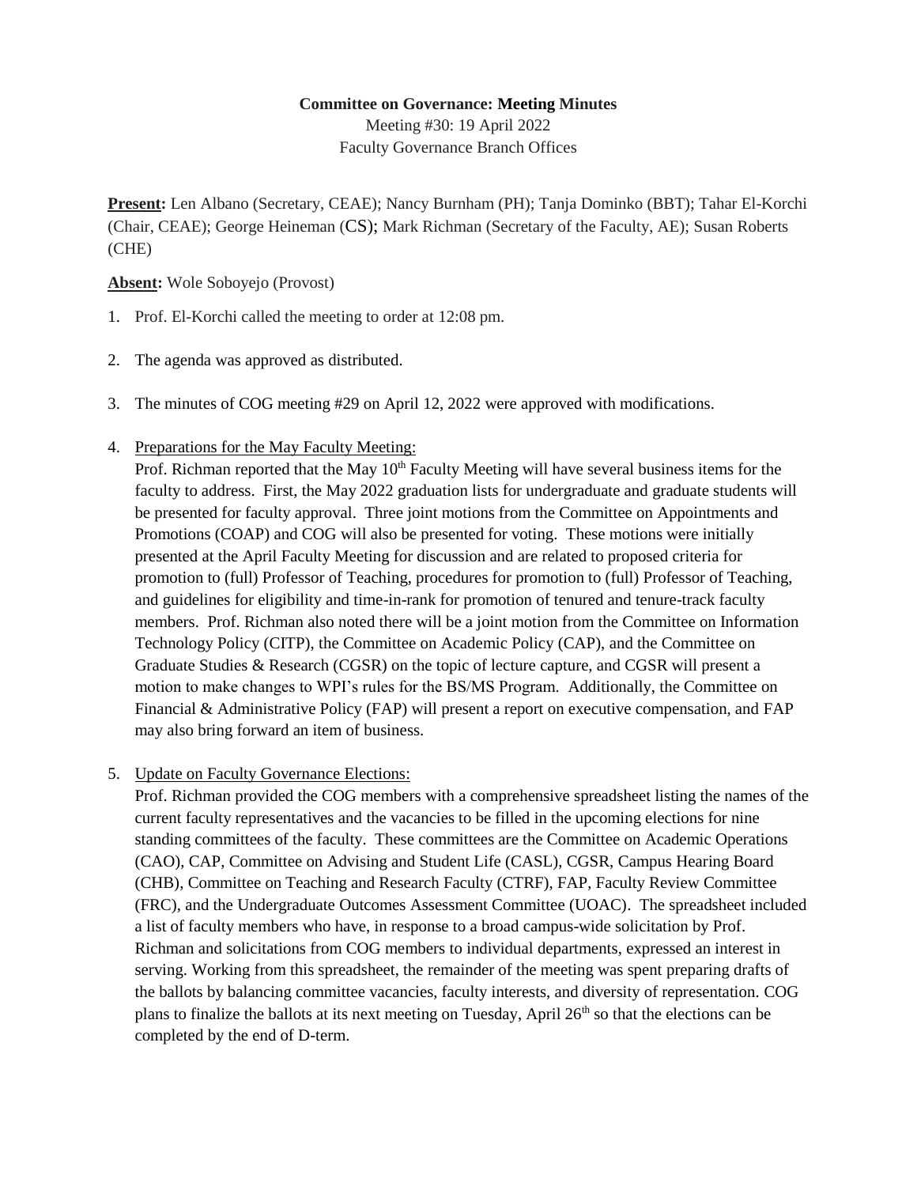**Committee on Governance: Meeting Minutes**

Meeting #30: 19 April 2022

Faculty Governance Branch Offices

**Present:** Len Albano (Secretary, CEAE); Nancy Burnham (PH); Tanja Dominko (BBT); Tahar El-Korchi (Chair, CEAE); George Heineman (CS); Mark Richman (Secretary of the Faculty, AE); Susan Roberts (CHE)

**Absent:** Wole Soboyejo (Provost)

1. Prof. El-Korchi called the meeting to order at 12:08 pm.

2. The agenda was approved as distributed.

3. The minutes of COG meeting #29 on April 12, 2022 were approved with modifications.

4. Preparations for the May Faculty Meeting:
   Prof. Richman reported that the May 10th Faculty Meeting will have several business items for the faculty to address. First, the May 2022 graduation lists for undergraduate and graduate students will be presented for faculty approval. Three joint motions from the Committee on Appointments and Promotions (COAP) and COG will also be presented for voting. These motions were initially presented at the April Faculty Meeting for discussion and are related to proposed criteria for promotion to (full) Professor of Teaching, procedures for promotion to (full) Professor of Teaching, and guidelines for eligibility and time-in-rank for promotion of tenured and tenure-track faculty members. Prof. Richman also noted there will be a joint motion from the Committee on Information Technology Policy (CITP), the Committee on Academic Policy (CAP), and the Committee on Graduate Studies & Research (CGSR) on the topic of lecture capture, and CGSR will present a motion to make changes to WPI's rules for the BS/MS Program. Additionally, the Committee on Financial & Administrative Policy (FAP) will present a report on executive compensation, and FAP may also bring forward an item of business.

5. Update on Faculty Governance Elections:
   Prof. Richman provided the COG members with a comprehensive spreadsheet listing the names of the current faculty representatives and the vacancies to be filled in the upcoming elections for nine standing committees of the faculty. These committees are the Committee on Academic Operations (CAO), CAP, Committee on Advising and Student Life (CASL), CGSR, Campus Hearing Board (CHB), Committee on Teaching and Research Faculty (CTRF), FAP, Faculty Review Committee (FRC), and the Undergraduate Outcomes Assessment Committee (UOAC). The spreadsheet included a list of faculty members who have, in response to a broad campus-wide solicitation by Prof. Richman and solicitations from COG members to individual departments, expressed an interest in serving. Working from this spreadsheet, the remainder of the meeting was spent preparing drafts of the ballots by balancing committee vacancies, faculty interests, and diversity of representation. COG plans to finalize the ballots at its next meeting on Tuesday, April 26th so that the elections can be completed by the end of D-term.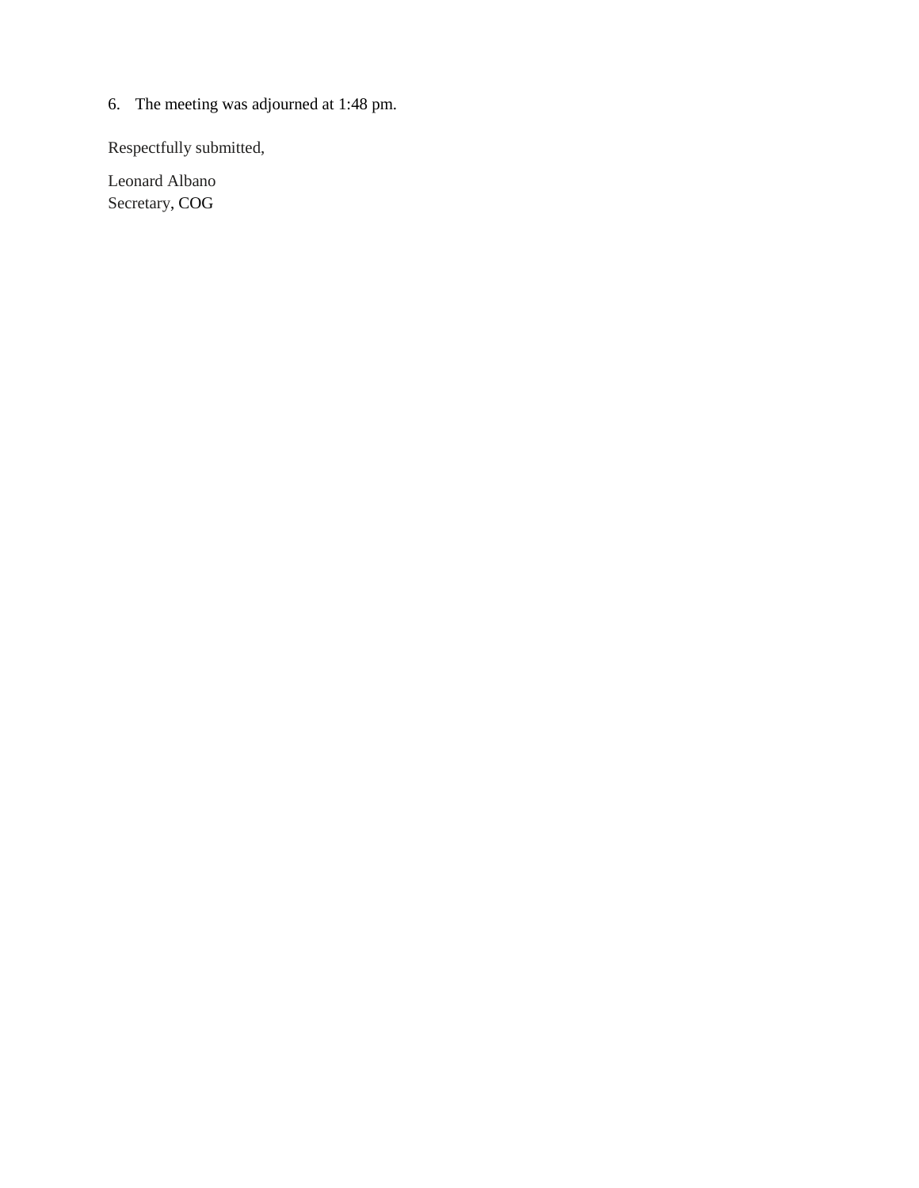6. The meeting was adjourned at 1:48 pm.

Respectfully submitted,

Leonard Albano
Secretary, COG